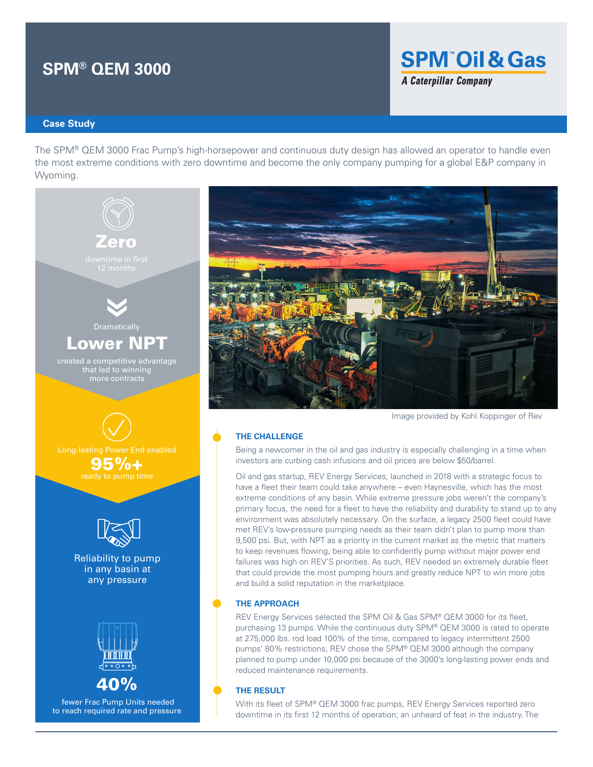# SPM® QEM 3000

**SPM™ Oil & Gas**
*A Caterpillar Company*

## Case Study

The SPM® QEM 3000 Frac Pump's high-horsepower and continuous duty design has allowed an operator to handle even the most extreme conditions with zero downtime and become the only company pumping for a global E&P company in Wyoming.

**Zero**
downtime in first 12 months

Dramatically
**Lower NPT**
created a competitive advantage that led to winning more contracts

Long-lasting Power End enabled
**95%+**
ready to pump time

Reliability to pump in any basin at any pressure

**40%**
fewer Frac Pump Units needed to reach required rate and pressure

Image provided by Kohl Koppinger of Rev

### THE CHALLENGE

Being a newcomer in the oil and gas industry is especially challenging in a time when investors are curbing cash infusions and oil prices are below $50/barrel.

Oil and gas startup, REV Energy Services, launched in 2018 with a strategic focus to have a fleet their team could take anywhere – even Haynesville, which has the most extreme conditions of any basin. While extreme pressure jobs weren't the company's primary focus, the need for a fleet to have the reliability and durability to stand up to any environment was absolutely necessary. On the surface, a legacy 2500 fleet could have met REV's low-pressure pumping needs as their team didn't plan to pump more than 9,500 psi. But, with NPT as a priority in the current market as the metric that matters to keep revenues flowing, being able to confidently pump without major power end failures was high on REV'S priorities. As such, REV needed an extremely durable fleet that could provide the most pumping hours and greatly reduce NPT to win more jobs and build a solid reputation in the marketplace.

### THE APPROACH

REV Energy Services selected the SPM Oil & Gas SPM® QEM 3000 for its fleet, purchasing 13 pumps. While the continuous duty SPM® QEM 3000 is rated to operate at 275,000 lbs. rod load 100% of the time, compared to legacy intermittent 2500 pumps' 80% restrictions, REV chose the SPM® QEM 3000 although the company planned to pump under 10,000 psi because of the 3000's long-lasting power ends and reduced maintenance requirements.

### THE RESULT

With its fleet of SPM® QEM 3000 frac pumps, REV Energy Services reported zero downtime in its first 12 months of operation; an unheard of feat in the industry. The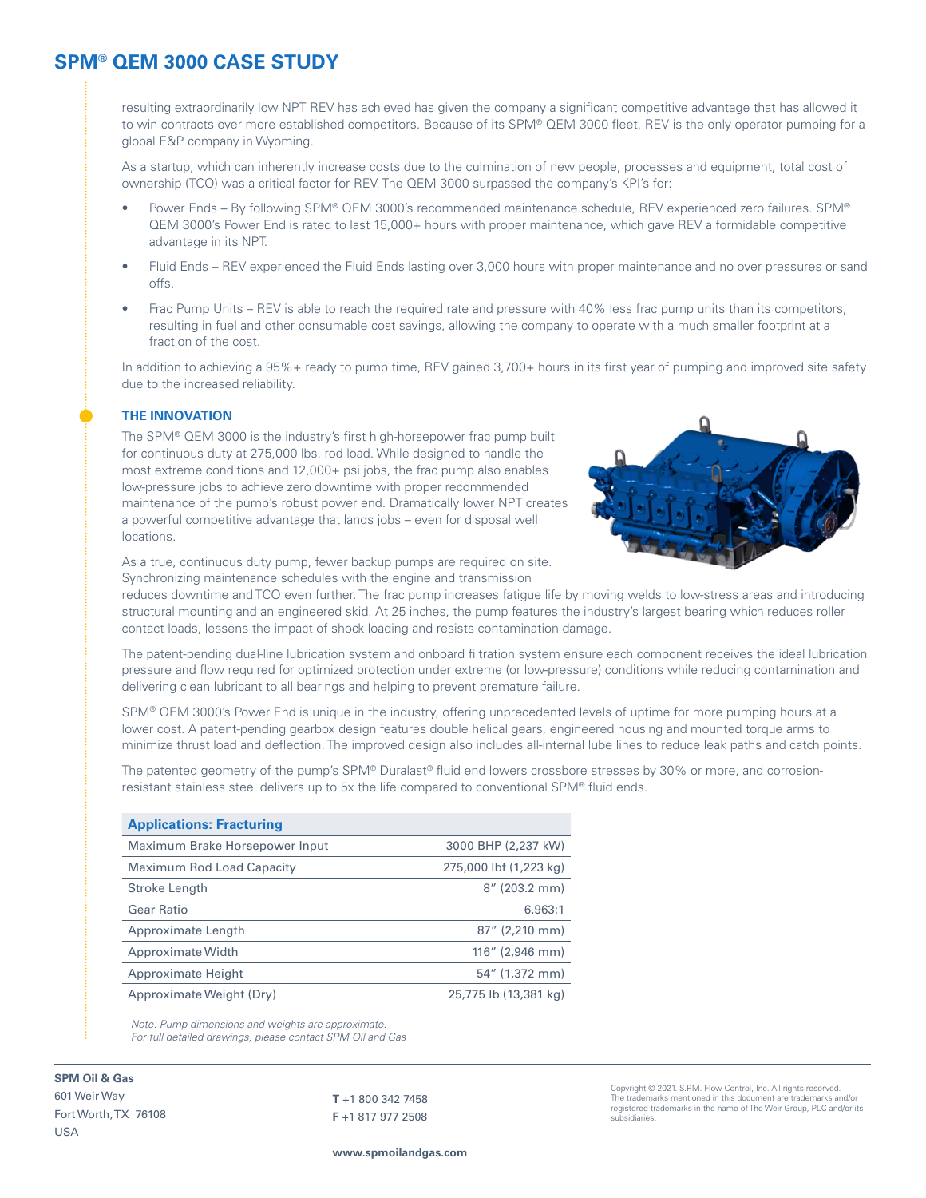resulting extraordinarily low NPT REV has achieved has given the company a significant competitive advantage that has allowed it to win contracts over more established competitors. Because of its SPM® QEM 3000 fleet, REV is the only operator pumping for a global E&P company in Wyoming.

As a startup, which can inherently increase costs due to the culmination of new people, processes and equipment, total cost of ownership (TCO) was a critical factor for REV. The QEM 3000 surpassed the company's KPI's for:

- Power Ends – By following SPM® QEM 3000's recommended maintenance schedule, REV experienced zero failures. SPM® QEM 3000's Power End is rated to last 15,000+ hours with proper maintenance, which gave REV a formidable competitive advantage in its NPT.
- Fluid Ends – REV experienced the Fluid Ends lasting over 3,000 hours with proper maintenance and no over pressures or sand offs.
- Frac Pump Units – REV is able to reach the required rate and pressure with 40% less frac pump units than its competitors, resulting in fuel and other consumable cost savings, allowing the company to operate with a much smaller footprint at a fraction of the cost.

In addition to achieving a 95%+ ready to pump time, REV gained 3,700+ hours in its first year of pumping and improved site safety due to the increased reliability.

## THE INNOVATION

The SPM® QEM 3000 is the industry's first high-horsepower frac pump built for continuous duty at 275,000 lbs. rod load. While designed to handle the most extreme conditions and 12,000+ psi jobs, the frac pump also enables low-pressure jobs to achieve zero downtime with proper recommended maintenance of the pump's robust power end. Dramatically lower NPT creates a powerful competitive advantage that lands jobs – even for disposal well locations.

As a true, continuous duty pump, fewer backup pumps are required on site. Synchronizing maintenance schedules with the engine and transmission reduces downtime and TCO even further. The frac pump increases fatigue life by moving welds to low-stress areas and introducing structural mounting and an engineered skid. At 25 inches, the pump features the industry's largest bearing which reduces roller contact loads, lessens the impact of shock loading and resists contamination damage.

The patent-pending dual-line lubrication system and onboard filtration system ensure each component receives the ideal lubrication pressure and flow required for optimized protection under extreme (or low-pressure) conditions while reducing contamination and delivering clean lubricant to all bearings and helping to prevent premature failure.

SPM® QEM 3000's Power End is unique in the industry, offering unprecedented levels of uptime for more pumping hours at a lower cost. A patent-pending gearbox design features double helical gears, engineered housing and mounted torque arms to minimize thrust load and deflection. The improved design also includes all-internal lube lines to reduce leak paths and catch points.

The patented geometry of the pump's SPM® Duralast® fluid end lowers crossbore stresses by 30% or more, and corrosion-resistant stainless steel delivers up to 5x the life compared to conventional SPM® fluid ends.

| Applications: Fracturing | |
|---|---|
| Maximum Brake Horsepower Input | 3000 BHP (2,237 kW) |
| Maximum Rod Load Capacity | 275,000 lbf (1,223 kg) |
| Stroke Length | 8" (203.2 mm) |
| Gear Ratio | 6.963:1 |
| Approximate Length | 87" (2,210 mm) |
| Approximate Width | 116" (2,946 mm) |
| Approximate Height | 54" (1,372 mm) |
| Approximate Weight (Dry) | 25,775 lb (13,381 kg) |

*Note: Pump dimensions and weights are approximate.*
*For full detailed drawings, please contact SPM Oil and Gas*

**SPM Oil & Gas**
601 Weir Way
Fort Worth, TX 76108
USA

**T** +1 800 342 7458
**F** +1 817 977 2508

**www.spmoilandgas.com**

Copyright © 2021. S.P.M. Flow Control, Inc. All rights reserved. The trademarks mentioned in this document are trademarks and/or registered trademarks in the name of The Weir Group, PLC and/or its subsidiaries.